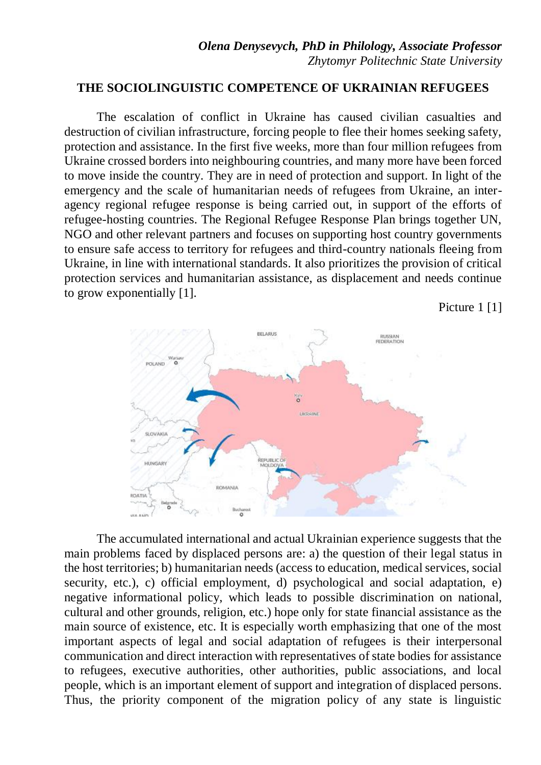*Olena Denysevych, PhD in Philology, Associate Professor*
*Zhytomyr Politechnic State University*

**THE SOCIOLINGUISTIC COMPETENCE OF UKRAINIAN REFUGEES**

The escalation of conflict in Ukraine has caused civilian casualties and destruction of civilian infrastructure, forcing people to flee their homes seeking safety, protection and assistance. In the first five weeks, more than four million refugees from Ukraine crossed borders into neighbouring countries, and many more have been forced to move inside the country. They are in need of protection and support. In light of the emergency and the scale of humanitarian needs of refugees from Ukraine, an inter-agency regional refugee response is being carried out, in support of the efforts of refugee-hosting countries. The Regional Refugee Response Plan brings together UN, NGO and other relevant partners and focuses on supporting host country governments to ensure safe access to territory for refugees and third-country nationals fleeing from Ukraine, in line with international standards. It also prioritizes the provision of critical protection services and humanitarian assistance, as displacement and needs continue to grow exponentially [1].

Picture 1 [1]

The accumulated international and actual Ukrainian experience suggests that the main problems faced by displaced persons are: a) the question of their legal status in the host territories; b) humanitarian needs (access to education, medical services, social security, etc.), c) official employment, d) psychological and social adaptation, e) negative informational policy, which leads to possible discrimination on national, cultural and other grounds, religion, etc.) hope only for state financial assistance as the main source of existence, etc. It is especially worth emphasizing that one of the most important aspects of legal and social adaptation of refugees is their interpersonal communication and direct interaction with representatives of state bodies for assistance to refugees, executive authorities, other authorities, public associations, and local people, which is an important element of support and integration of displaced persons. Thus, the priority component of the migration policy of any state is linguistic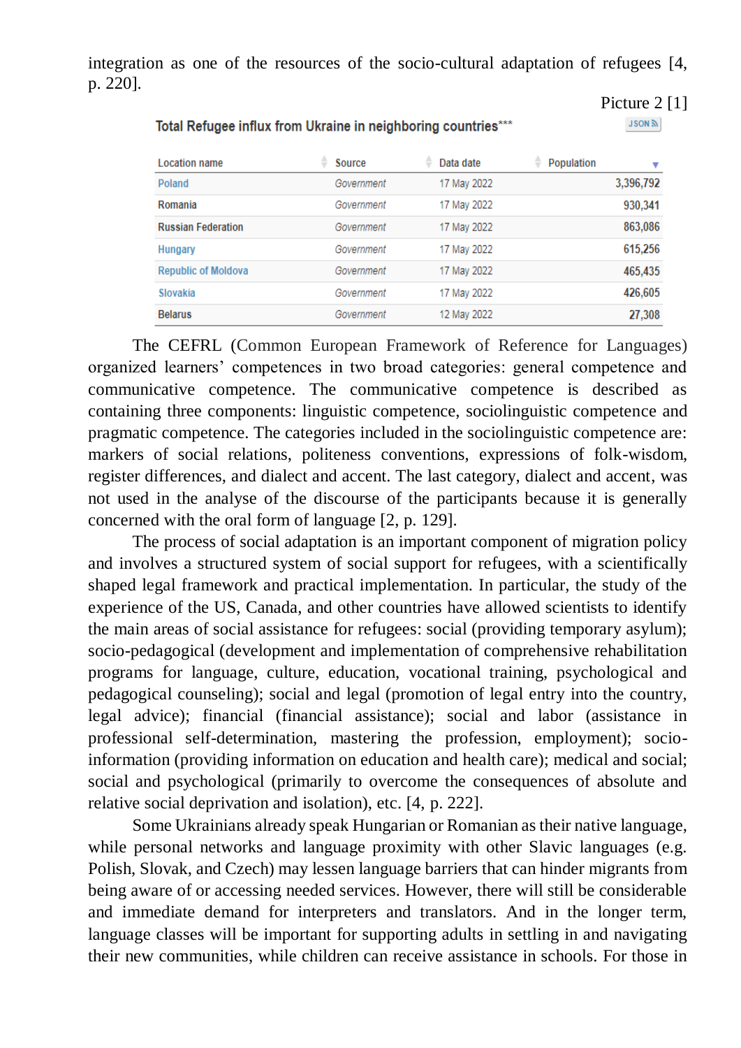integration as one of the resources of the socio-cultural adaptation of refugees [4, p. 220].

Picture 2 [1]

Total Refugee influx from Ukraine in neighboring countries***

| Location name | Source | Data date | Population |
|---|---|---|---|
| Poland | Government | 17 May 2022 | 3,396,792 |
| Romania | Government | 17 May 2022 | 930,341 |
| Russian Federation | Government | 17 May 2022 | 863,086 |
| Hungary | Government | 17 May 2022 | 615,256 |
| Republic of Moldova | Government | 17 May 2022 | 465,435 |
| Slovakia | Government | 17 May 2022 | 426,605 |
| Belarus | Government | 12 May 2022 | 27,308 |

The CEFRL (Common European Framework of Reference for Languages) organized learners' competences in two broad categories: general competence and communicative competence. The communicative competence is described as containing three components: linguistic competence, sociolinguistic competence and pragmatic competence. The categories included in the sociolinguistic competence are: markers of social relations, politeness conventions, expressions of folk-wisdom, register differences, and dialect and accent. The last category, dialect and accent, was not used in the analyse of the discourse of the participants because it is generally concerned with the oral form of language [2, p. 129].

The process of social adaptation is an important component of migration policy and involves a structured system of social support for refugees, with a scientifically shaped legal framework and practical implementation. In particular, the study of the experience of the US, Canada, and other countries have allowed scientists to identify the main areas of social assistance for refugees: social (providing temporary asylum); socio-pedagogical (development and implementation of comprehensive rehabilitation programs for language, culture, education, vocational training, psychological and pedagogical counseling); social and legal (promotion of legal entry into the country, legal advice); financial (financial assistance); social and labor (assistance in professional self-determination, mastering the profession, employment); socio-information (providing information on education and health care); medical and social; social and psychological (primarily to overcome the consequences of absolute and relative social deprivation and isolation), etc. [4, p. 222].

Some Ukrainians already speak Hungarian or Romanian as their native language, while personal networks and language proximity with other Slavic languages (e.g. Polish, Slovak, and Czech) may lessen language barriers that can hinder migrants from being aware of or accessing needed services. However, there will still be considerable and immediate demand for interpreters and translators. And in the longer term, language classes will be important for supporting adults in settling in and navigating their new communities, while children can receive assistance in schools. For those in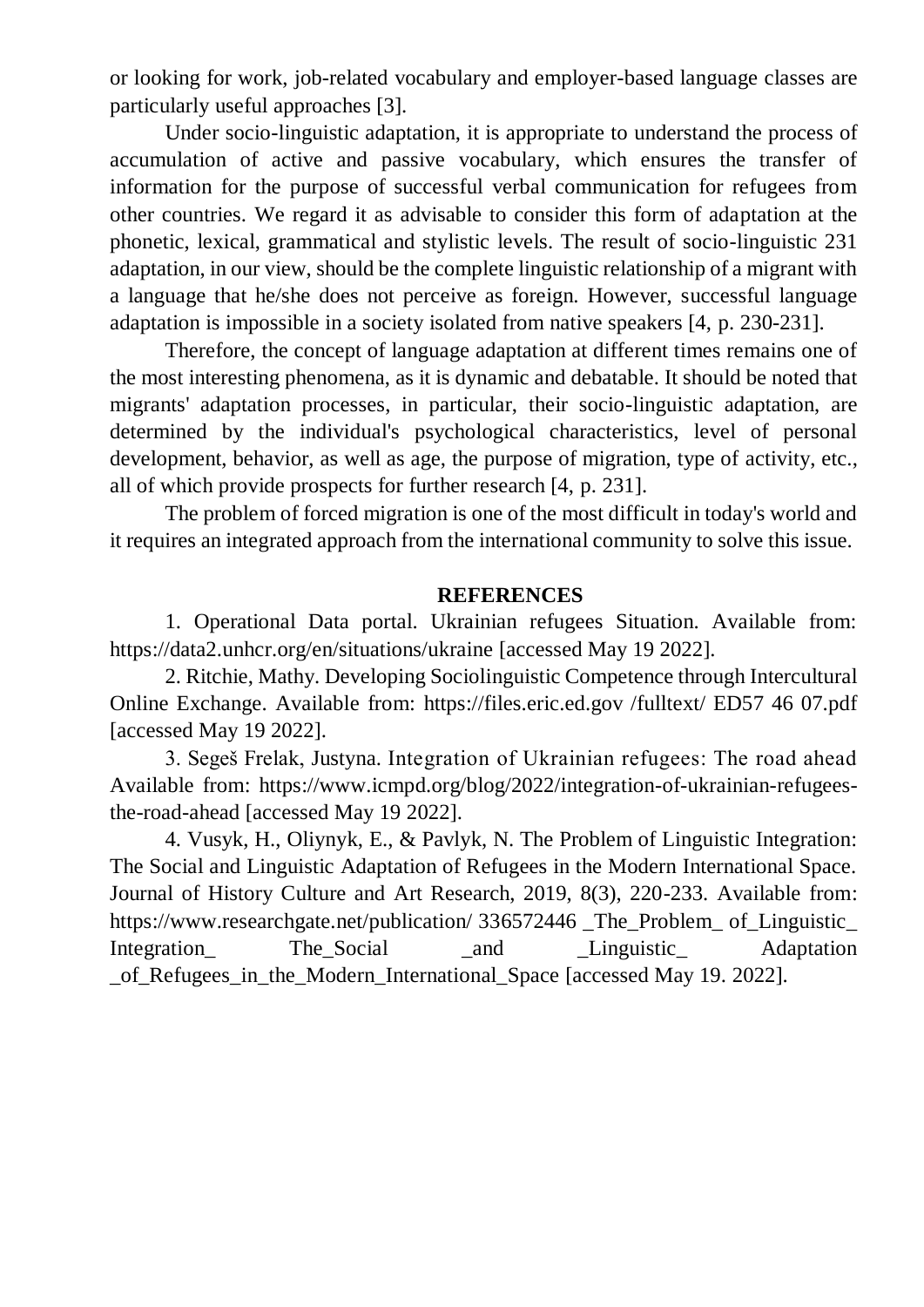or looking for work, job-related vocabulary and employer-based language classes are particularly useful approaches [3].

Under socio-linguistic adaptation, it is appropriate to understand the process of accumulation of active and passive vocabulary, which ensures the transfer of information for the purpose of successful verbal communication for refugees from other countries. We regard it as advisable to consider this form of adaptation at the phonetic, lexical, grammatical and stylistic levels. The result of socio-linguistic 231 adaptation, in our view, should be the complete linguistic relationship of a migrant with a language that he/she does not perceive as foreign. However, successful language adaptation is impossible in a society isolated from native speakers [4, p. 230-231].

Therefore, the concept of language adaptation at different times remains one of the most interesting phenomena, as it is dynamic and debatable. It should be noted that migrants' adaptation processes, in particular, their socio-linguistic adaptation, are determined by the individual's psychological characteristics, level of personal development, behavior, as well as age, the purpose of migration, type of activity, etc., all of which provide prospects for further research [4, p. 231].

The problem of forced migration is one of the most difficult in today's world and it requires an integrated approach from the international community to solve this issue.

## REFERENCES

1. Operational Data portal. Ukrainian refugees Situation. Available from: https://data2.unhcr.org/en/situations/ukraine [accessed May 19 2022].

2. Ritchie, Mathy. Developing Sociolinguistic Competence through Intercultural Online Exchange. Available from: https://files.eric.ed.gov /fulltext/ ED57 46 07.pdf [accessed May 19 2022].

3. Segeš Frelak, Justyna. Integration of Ukrainian refugees: The road ahead Available from: https://www.icmpd.org/blog/2022/integration-of-ukrainian-refugees-the-road-ahead [accessed May 19 2022].

4. Vusyk, H., Oliynyk, E., & Pavlyk, N. The Problem of Linguistic Integration: The Social and Linguistic Adaptation of Refugees in the Modern International Space. Journal of History Culture and Art Research, 2019, 8(3), 220-233. Available from: https://www.researchgate.net/publication/ 336572446 _The_Problem_ of_Linguistic_ Integration_ The_Social _and _Linguistic_ Adaptation _of_Refugees_in_the_Modern_International_Space [accessed May 19. 2022].